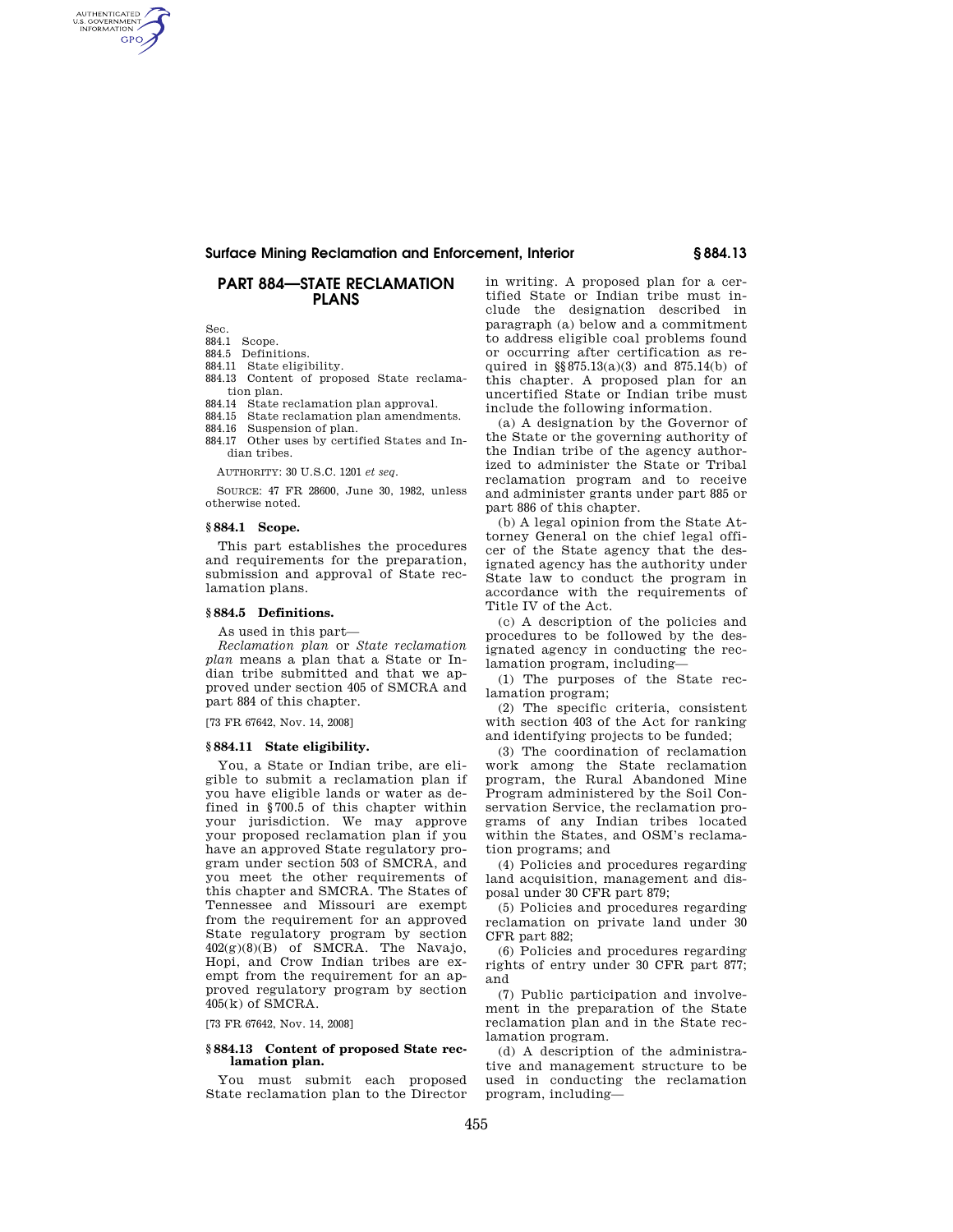# PART 884—STATE RECLAMATION PLANS

Sec.
884.1 Scope.
884.5 Definitions.
884.11 State eligibility.
884.13 Content of proposed State reclamation plan.
884.14 State reclamation plan approval.
884.15 State reclamation plan amendments.
884.16 Suspension of plan.
884.17 Other uses by certified States and Indian tribes.

AUTHORITY: 30 U.S.C. 1201 *et seq.*

SOURCE: 47 FR 28600, June 30, 1982, unless otherwise noted.

## § 884.1 Scope.

This part establishes the procedures and requirements for the preparation, submission and approval of State reclamation plans.

## § 884.5 Definitions.

As used in this part—

*Reclamation plan* or *State reclamation plan* means a plan that a State or Indian tribe submitted and that we approved under section 405 of SMCRA and part 884 of this chapter.

[73 FR 67642, Nov. 14, 2008]

## § 884.11 State eligibility.

You, a State or Indian tribe, are eligible to submit a reclamation plan if you have eligible lands or water as defined in §700.5 of this chapter within your jurisdiction. We may approve your proposed reclamation plan if you have an approved State regulatory program under section 503 of SMCRA, and you meet the other requirements of this chapter and SMCRA. The States of Tennessee and Missouri are exempt from the requirement for an approved State regulatory program by section 402(g)(8)(B) of SMCRA. The Navajo, Hopi, and Crow Indian tribes are exempt from the requirement for an approved regulatory program by section 405(k) of SMCRA.

[73 FR 67642, Nov. 14, 2008]

## § 884.13 Content of proposed State reclamation plan.

You must submit each proposed State reclamation plan to the Director in writing. A proposed plan for a certified State or Indian tribe must include the designation described in paragraph (a) below and a commitment to address eligible coal problems found or occurring after certification as required in §§875.13(a)(3) and 875.14(b) of this chapter. A proposed plan for an uncertified State or Indian tribe must include the following information.

(a) A designation by the Governor of the State or the governing authority of the Indian tribe of the agency authorized to administer the State or Tribal reclamation program and to receive and administer grants under part 885 or part 886 of this chapter.

(b) A legal opinion from the State Attorney General on the chief legal officer of the State agency that the designated agency has the authority under State law to conduct the program in accordance with the requirements of Title IV of the Act.

(c) A description of the policies and procedures to be followed by the designated agency in conducting the reclamation program, including—

(1) The purposes of the State reclamation program;

(2) The specific criteria, consistent with section 403 of the Act for ranking and identifying projects to be funded;

(3) The coordination of reclamation work among the State reclamation program, the Rural Abandoned Mine Program administered by the Soil Conservation Service, the reclamation programs of any Indian tribes located within the States, and OSM's reclamation programs; and

(4) Policies and procedures regarding land acquisition, management and disposal under 30 CFR part 879;

(5) Policies and procedures regarding reclamation on private land under 30 CFR part 882;

(6) Policies and procedures regarding rights of entry under 30 CFR part 877; and

(7) Public participation and involvement in the preparation of the State reclamation plan and in the State reclamation program.

(d) A description of the administrative and management structure to be used in conducting the reclamation program, including—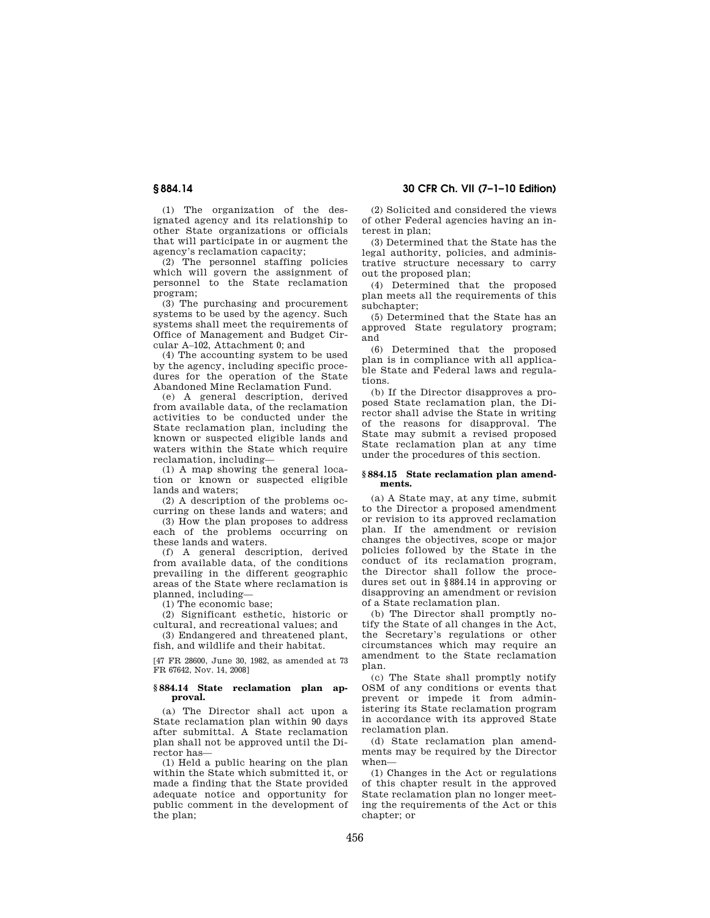(1) The organization of the designated agency and its relationship to other State organizations or officials that will participate in or augment the agency's reclamation capacity;

(2) The personnel staffing policies which will govern the assignment of personnel to the State reclamation program;

(3) The purchasing and procurement systems to be used by the agency. Such systems shall meet the requirements of Office of Management and Budget Circular A–102, Attachment 0; and

(4) The accounting system to be used by the agency, including specific procedures for the operation of the State Abandoned Mine Reclamation Fund.

(e) A general description, derived from available data, of the reclamation activities to be conducted under the State reclamation plan, including the known or suspected eligible lands and waters within the State which require reclamation, including—

(1) A map showing the general location or known or suspected eligible lands and waters;

(2) A description of the problems occurring on these lands and waters; and

(3) How the plan proposes to address each of the problems occurring on these lands and waters.

(f) A general description, derived from available data, of the conditions prevailing in the different geographic areas of the State where reclamation is planned, including—

(1) The economic base;

(2) Significant esthetic, historic or cultural, and recreational values; and

(3) Endangered and threatened plant, fish, and wildlife and their habitat.

[47 FR 28600, June 30, 1982, as amended at 73 FR 67642, Nov. 14, 2008]

## § 884.14 State reclamation plan approval.

(a) The Director shall act upon a State reclamation plan within 90 days after submittal. A State reclamation plan shall not be approved until the Director has—

(1) Held a public hearing on the plan within the State which submitted it, or made a finding that the State provided adequate notice and opportunity for public comment in the development of the plan;

(2) Solicited and considered the views of other Federal agencies having an interest in plan;

(3) Determined that the State has the legal authority, policies, and administrative structure necessary to carry out the proposed plan;

(4) Determined that the proposed plan meets all the requirements of this subchapter;

(5) Determined that the State has an approved State regulatory program; and

(6) Determined that the proposed plan is in compliance with all applicable State and Federal laws and regulations.

(b) If the Director disapproves a proposed State reclamation plan, the Director shall advise the State in writing of the reasons for disapproval. The State may submit a revised proposed State reclamation plan at any time under the procedures of this section.

## § 884.15 State reclamation plan amendments.

(a) A State may, at any time, submit to the Director a proposed amendment or revision to its approved reclamation plan. If the amendment or revision changes the objectives, scope or major policies followed by the State in the conduct of its reclamation program, the Director shall follow the procedures set out in § 884.14 in approving or disapproving an amendment or revision of a State reclamation plan.

(b) The Director shall promptly notify the State of all changes in the Act, the Secretary's regulations or other circumstances which may require an amendment to the State reclamation plan.

(c) The State shall promptly notify OSM of any conditions or events that prevent or impede it from administering its State reclamation program in accordance with its approved State reclamation plan.

(d) State reclamation plan amendments may be required by the Director when—

(1) Changes in the Act or regulations of this chapter result in the approved State reclamation plan no longer meeting the requirements of the Act or this chapter; or